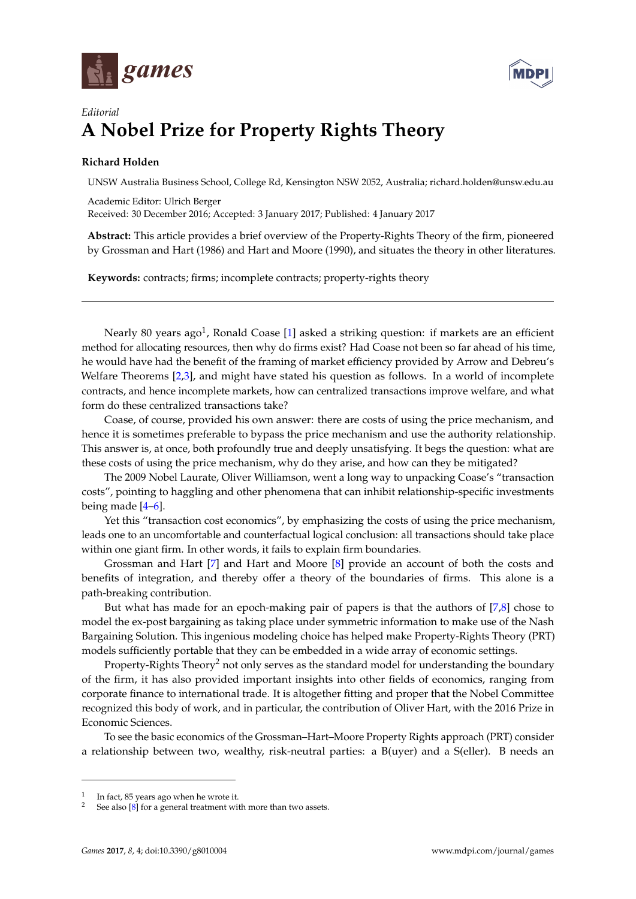*Editorial*

# A Nobel Prize for Property Rights Theory

**Richard Holden**

UNSW Australia Business School, College Rd, Kensington NSW 2052, Australia; richard.holden@unsw.edu.au

Academic Editor: Ulrich Berger
Received: 30 December 2016; Accepted: 3 January 2017; Published: 4 January 2017

**Abstract:** This article provides a brief overview of the Property-Rights Theory of the firm, pioneered by Grossman and Hart (1986) and Hart and Moore (1990), and situates the theory in other literatures.

**Keywords:** contracts; firms; incomplete contracts; property-rights theory

---

Nearly 80 years ago[1], Ronald Coase [1] asked a striking question: if markets are an efficient method for allocating resources, then why do firms exist? Had Coase not been so far ahead of his time, he would have had the benefit of the framing of market efficiency provided by Arrow and Debreu's Welfare Theorems [2,3], and might have stated his question as follows. In a world of incomplete contracts, and hence incomplete markets, how can centralized transactions improve welfare, and what form do these centralized transactions take?

Coase, of course, provided his own answer: there are costs of using the price mechanism, and hence it is sometimes preferable to bypass the price mechanism and use the authority relationship. This answer is, at once, both profoundly true and deeply unsatisfying. It begs the question: what are these costs of using the price mechanism, why do they arise, and how can they be mitigated?

The 2009 Nobel Laurate, Oliver Williamson, went a long way to unpacking Coase's "transaction costs", pointing to haggling and other phenomena that can inhibit relationship-specific investments being made [4–6].

Yet this "transaction cost economics", by emphasizing the costs of using the price mechanism, leads one to an uncomfortable and counterfactual logical conclusion: all transactions should take place within one giant firm. In other words, it fails to explain firm boundaries.

Grossman and Hart [7] and Hart and Moore [8] provide an account of both the costs and benefits of integration, and thereby offer a theory of the boundaries of firms. This alone is a path-breaking contribution.

But what has made for an epoch-making pair of papers is that the authors of [7,8] chose to model the ex-post bargaining as taking place under symmetric information to make use of the Nash Bargaining Solution. This ingenious modeling choice has helped make Property-Rights Theory (PRT) models sufficiently portable that they can be embedded in a wide array of economic settings.

Property-Rights Theory[2] not only serves as the standard model for understanding the boundary of the firm, it has also provided important insights into other fields of economics, ranging from corporate finance to international trade. It is altogether fitting and proper that the Nobel Committee recognized this body of work, and in particular, the contribution of Oliver Hart, with the 2016 Prize in Economic Sciences.

To see the basic economics of the Grossman–Hart–Moore Property Rights approach (PRT) consider a relationship between two, wealthy, risk-neutral parties: a B(uyer) and a S(eller). B needs an

---

[1] In fact, 85 years ago when he wrote it.

[2] See also [8] for a general treatment with more than two assets.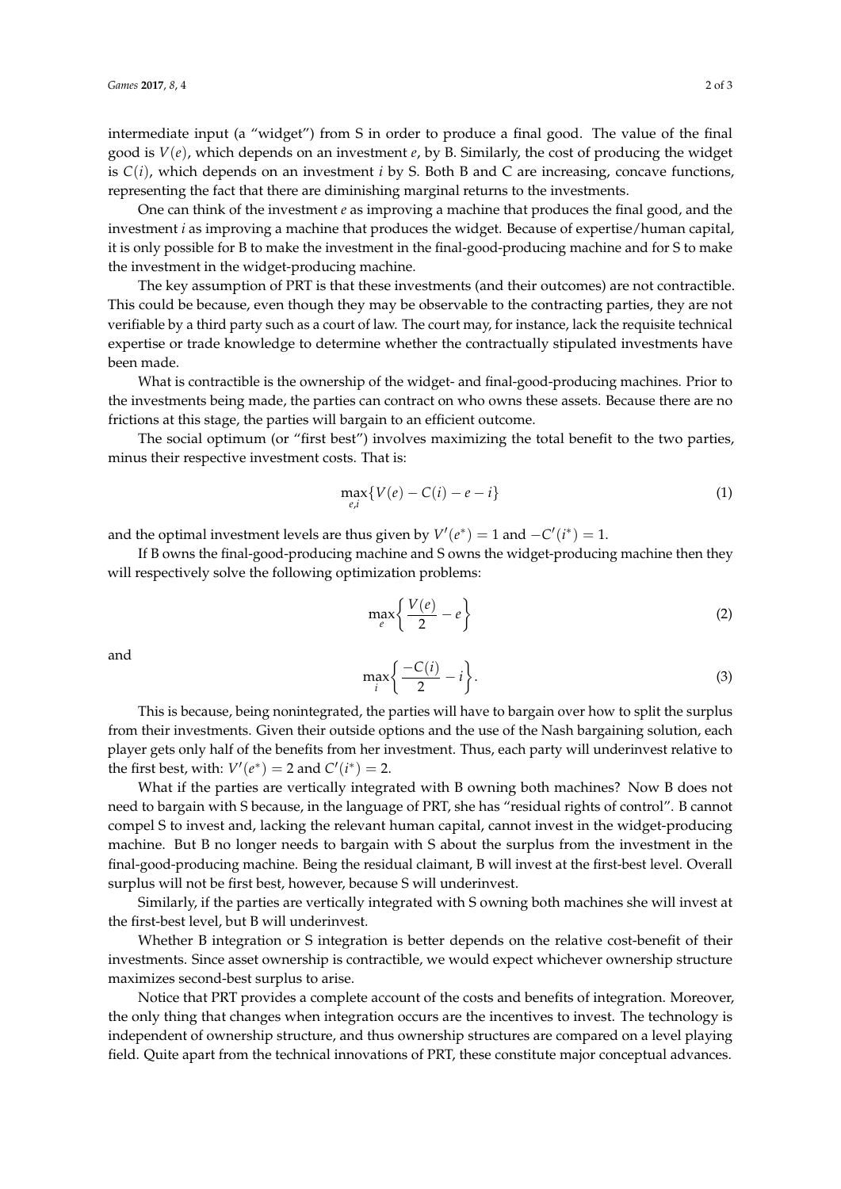intermediate input (a "widget") from S in order to produce a final good. The value of the final good is $V(e)$, which depends on an investment $e$, by B. Similarly, the cost of producing the widget is $C(i)$, which depends on an investment $i$ by S. Both B and C are increasing, concave functions, representing the fact that there are diminishing marginal returns to the investments.

One can think of the investment $e$ as improving a machine that produces the final good, and the investment $i$ as improving a machine that produces the widget. Because of expertise/human capital, it is only possible for B to make the investment in the final-good-producing machine and for S to make the investment in the widget-producing machine.

The key assumption of PRT is that these investments (and their outcomes) are not contractible. This could be because, even though they may be observable to the contracting parties, they are not verifiable by a third party such as a court of law. The court may, for instance, lack the requisite technical expertise or trade knowledge to determine whether the contractually stipulated investments have been made.

What is contractible is the ownership of the widget- and final-good-producing machines. Prior to the investments being made, the parties can contract on who owns these assets. Because there are no frictions at this stage, the parties will bargain to an efficient outcome.

The social optimum (or "first best") involves maximizing the total benefit to the two parties, minus their respective investment costs. That is:

$$\max_{e,i}\{V(e) - C(i) - e - i\} \tag{1}$$

and the optimal investment levels are thus given by $V'(e^*) = 1$ and $-C'(i^*) = 1$.

If B owns the final-good-producing machine and S owns the widget-producing machine then they will respectively solve the following optimization problems:

$$\max_{e}\left\{\frac{V(e)}{2} - e\right\} \tag{2}$$

and

$$\max_{i}\left\{\frac{-C(i)}{2} - i\right\}. \tag{3}$$

This is because, being nonintegrated, the parties will have to bargain over how to split the surplus from their investments. Given their outside options and the use of the Nash bargaining solution, each player gets only half of the benefits from her investment. Thus, each party will underinvest relative to the first best, with: $V'(e^*) = 2$ and $C'(i^*) = 2$.

What if the parties are vertically integrated with B owning both machines? Now B does not need to bargain with S because, in the language of PRT, she has "residual rights of control". B cannot compel S to invest and, lacking the relevant human capital, cannot invest in the widget-producing machine. But B no longer needs to bargain with S about the surplus from the investment in the final-good-producing machine. Being the residual claimant, B will invest at the first-best level. Overall surplus will not be first best, however, because S will underinvest.

Similarly, if the parties are vertically integrated with S owning both machines she will invest at the first-best level, but B will underinvest.

Whether B integration or S integration is better depends on the relative cost-benefit of their investments. Since asset ownership is contractible, we would expect whichever ownership structure maximizes second-best surplus to arise.

Notice that PRT provides a complete account of the costs and benefits of integration. Moreover, the only thing that changes when integration occurs are the incentives to invest. The technology is independent of ownership structure, and thus ownership structures are compared on a level playing field. Quite apart from the technical innovations of PRT, these constitute major conceptual advances.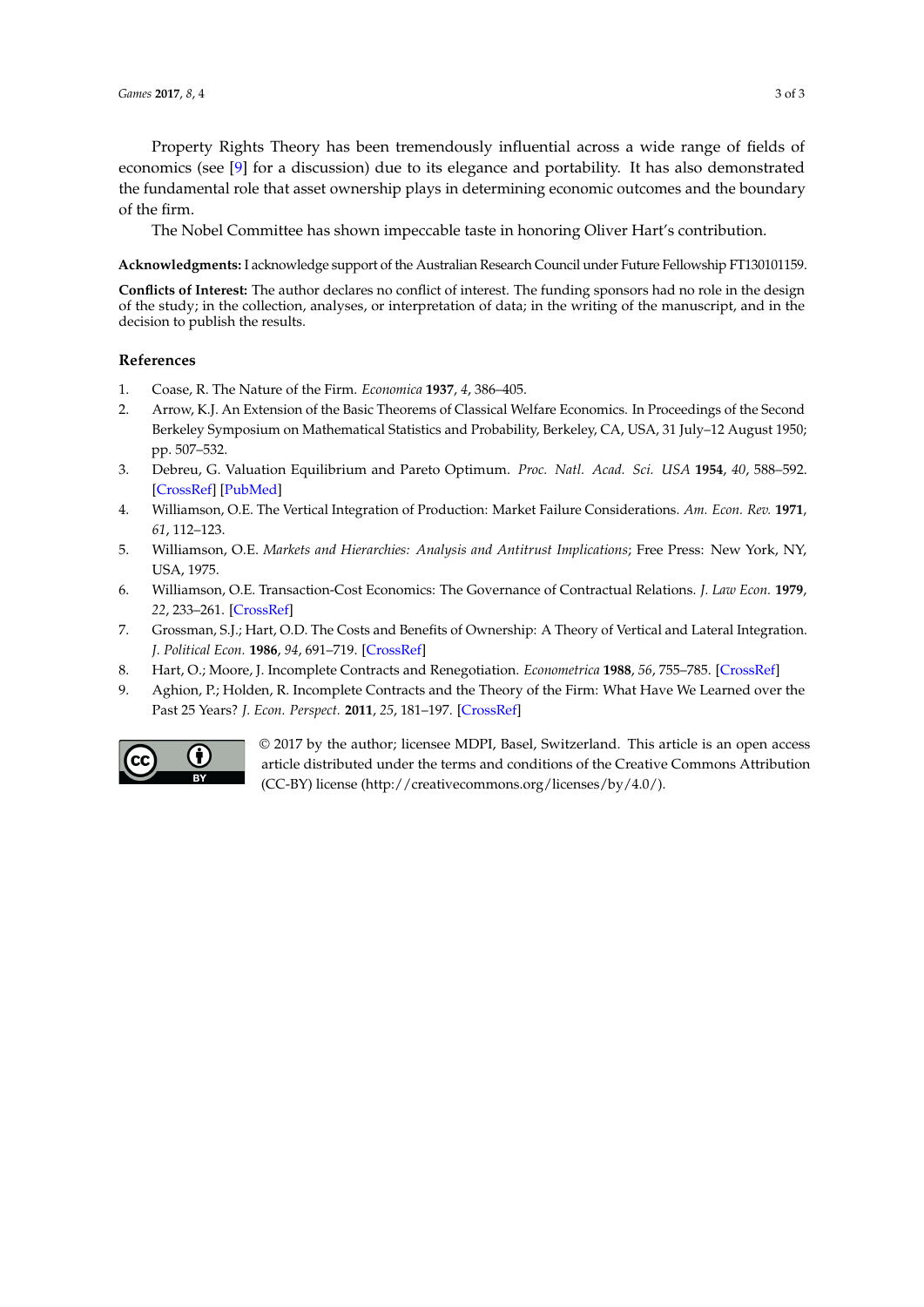Property Rights Theory has been tremendously influential across a wide range of fields of economics (see [9] for a discussion) due to its elegance and portability. It has also demonstrated the fundamental role that asset ownership plays in determining economic outcomes and the boundary of the firm.

The Nobel Committee has shown impeccable taste in honoring Oliver Hart's contribution.

**Acknowledgments:** I acknowledge support of the Australian Research Council under Future Fellowship FT130101159.

**Conflicts of Interest:** The author declares no conflict of interest. The funding sponsors had no role in the design of the study; in the collection, analyses, or interpretation of data; in the writing of the manuscript, and in the decision to publish the results.

## References

1. Coase, R. The Nature of the Firm. *Economica* **1937**, *4*, 386–405.
2. Arrow, K.J. An Extension of the Basic Theorems of Classical Welfare Economics. In Proceedings of the Second Berkeley Symposium on Mathematical Statistics and Probability, Berkeley, CA, USA, 31 July–12 August 1950; pp. 507–532.
3. Debreu, G. Valuation Equilibrium and Pareto Optimum. *Proc. Natl. Acad. Sci. USA* **1954**, *40*, 588–592. [CrossRef] [PubMed]
4. Williamson, O.E. The Vertical Integration of Production: Market Failure Considerations. *Am. Econ. Rev.* **1971**, *61*, 112–123.
5. Williamson, O.E. *Markets and Hierarchies: Analysis and Antitrust Implications*; Free Press: New York, NY, USA, 1975.
6. Williamson, O.E. Transaction-Cost Economics: The Governance of Contractual Relations. *J. Law Econ.* **1979**, *22*, 233–261. [CrossRef]
7. Grossman, S.J.; Hart, O.D. The Costs and Benefits of Ownership: A Theory of Vertical and Lateral Integration. *J. Political Econ.* **1986**, *94*, 691–719. [CrossRef]
8. Hart, O.; Moore, J. Incomplete Contracts and Renegotiation. *Econometrica* **1988**, *56*, 755–785. [CrossRef]
9. Aghion, P.; Holden, R. Incomplete Contracts and the Theory of the Firm: What Have We Learned over the Past 25 Years? *J. Econ. Perspect.* **2011**, *25*, 181–197. [CrossRef]

© 2017 by the author; licensee MDPI, Basel, Switzerland. This article is an open access article distributed under the terms and conditions of the Creative Commons Attribution (CC-BY) license (http://creativecommons.org/licenses/by/4.0/).